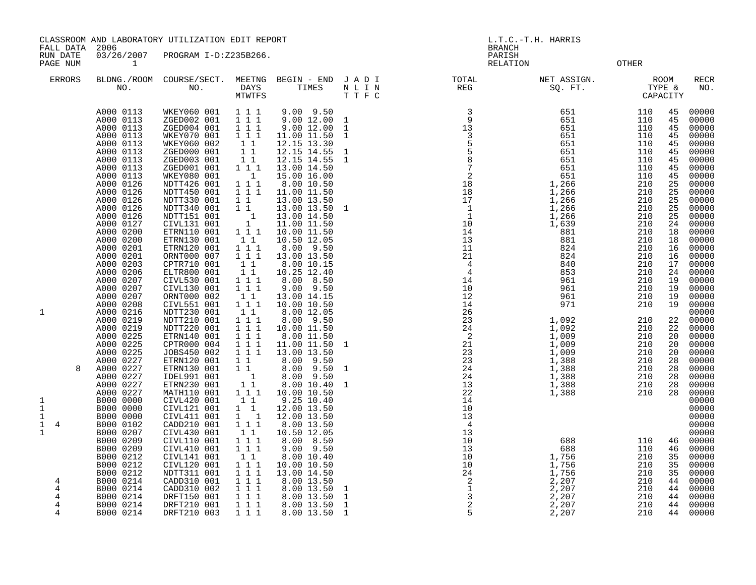CLASSROOM AND LABORATORY UTILIZATION EDIT REPORT
FALL DATA 2006
RUN DATE 03/26/2007 PROGRAM I-D:Z235B266.
PAGE NUM 1

L.T.C.-T.H. HARRIS
BRANCH
PARISH
RELATION OTHER

| ERRORS | BLDNG./ROOM NO. | COURSE/SECT. NO. | MEETNG DAYS MTWTFS | BEGIN - END TIMES | J A D I N L I N T T F C | TOTAL REG | NET ASSIGN. SQ. FT. | ROOM TYPE | CAPACITY | RECR NO. |
|---|---|---|---|---|---|---|---|---|---|---|
| | A000 0113 | WKEY060 001 | 1 1 1 | 9.00 9.50 | | 3 | 651 | 110 | 45 | 00000 |
| | A000 0113 | ZGED002 001 | 1 1 1 | 9.00 12.00 | 1 | 9 | 651 | 110 | 45 | 00000 |
| | A000 0113 | ZGED004 001 | 1 1 1 | 9.00 12.00 | 1 | 13 | 651 | 110 | 45 | 00000 |
| | A000 0113 | WKEY070 001 | 1 1 1 | 11.00 11.50 | 1 | 3 | 651 | 110 | 45 | 00000 |
| | A000 0113 | WKEY060 002 | 1 1 | 12.15 13.30 | | 5 | 651 | 110 | 45 | 00000 |
| | A000 0113 | ZGED000 001 | 1 1 | 12.15 14.55 | 1 | 5 | 651 | 110 | 45 | 00000 |
| | A000 0113 | ZGED003 001 | 1 1 | 12.15 14.55 | 1 | 8 | 651 | 110 | 45 | 00000 |
| | A000 0113 | ZGED001 001 | 1 1 1 | 13.00 14.50 | | 7 | 651 | 110 | 45 | 00000 |
| | A000 0113 | WKEY080 001 | 1 | 15.00 16.00 | | 2 | 651 | 110 | 45 | 00000 |
| | A000 0126 | NDTT426 001 | 1 1 1 | 8.00 10.50 | | 18 | 1,266 | 210 | 25 | 00000 |
| | A000 0126 | NDTT450 001 | 1 1 1 | 11.00 11.50 | | 18 | 1,266 | 210 | 25 | 00000 |
| | A000 0126 | NDTT330 001 | 1 1 | 13.00 13.50 | | 17 | 1,266 | 210 | 25 | 00000 |
| | A000 0126 | NDTT340 001 | 1 1 | 13.00 13.50 | 1 | 1 | 1,266 | 210 | 25 | 00000 |
| | A000 0126 | NDTT151 001 | 1 | 13.00 14.50 | | 1 | 1,266 | 210 | 25 | 00000 |
| | A000 0127 | CIVL131 001 | 1 | 11.00 11.50 | | 10 | 1,639 | 210 | 24 | 00000 |
| | A000 0200 | ETRN110 001 | 1 1 1 | 10.00 11.50 | | 14 | 881 | 210 | 18 | 00000 |
| | A000 0200 | ETRN130 001 | 1 1 | 10.50 12.05 | | 13 | 881 | 210 | 18 | 00000 |
| | A000 0201 | ETRN120 001 | 1 1 1 | 8.00 9.50 | | 11 | 824 | 210 | 16 | 00000 |
| | A000 0201 | ORNT000 007 | 1 1 1 | 13.00 13.50 | | 21 | 824 | 210 | 16 | 00000 |
| | A000 0203 | CPTR710 001 | 1 1 | 8.00 10.15 | | 4 | 840 | 210 | 17 | 00000 |
| | A000 0206 | ELTR800 001 | 1 1 | 10.25 12.40 | | 4 | 853 | 210 | 24 | 00000 |
| | A000 0207 | CIVL530 001 | 1 1 1 | 8.00 8.50 | | 14 | 961 | 210 | 19 | 00000 |
| | A000 0207 | CIVL130 001 | 1 1 1 | 9.00 9.50 | | 10 | 961 | 210 | 19 | 00000 |
| | A000 0207 | ORNT000 002 | 1 1 | 13.00 14.15 | | 12 | 961 | 210 | 19 | 00000 |
| | A000 0208 | CIVL551 001 | 1 1 1 | 10.00 10.50 | | 14 | 971 | 210 | 19 | 00000 |
| 1 | A000 0216 | NDTT230 001 | 1 1 | 8.00 12.05 | | 26 | | | | 00000 |
| | A000 0219 | NDTT210 001 | 1 1 1 | 8.00 9.50 | | 23 | 1,092 | 210 | 22 | 00000 |
| | A000 0219 | NDTT220 001 | 1 1 1 | 10.00 11.50 | | 24 | 1,092 | 210 | 22 | 00000 |
| | A000 0225 | ETRN140 001 | 1 1 1 | 8.00 11.50 | | 2 | 1,009 | 210 | 20 | 00000 |
| | A000 0225 | CPTR000 004 | 1 1 1 | 11.00 11.50 | 1 | 21 | 1,009 | 210 | 20 | 00000 |
| | A000 0225 | JOBS450 002 | 1 1 1 | 13.00 13.50 | | 23 | 1,009 | 210 | 20 | 00000 |
| | A000 0227 | ETRN120 001 | 1 1 | 8.00 9.50 | | 23 | 1,388 | 210 | 28 | 00000 |
| 8 | A000 0227 | ETRN130 001 | 1 1 | 8.00 9.50 | 1 | 24 | 1,388 | 210 | 28 | 00000 |
| | A000 0227 | IDEL991 001 | 1 | 8.00 9.50 | | 24 | 1,388 | 210 | 28 | 00000 |
| | A000 0227 | ETRN230 001 | 1 1 | 8.00 10.40 | 1 | 13 | 1,388 | 210 | 28 | 00000 |
| | A000 0227 | MATH110 001 | 1 1 1 | 10.00 10.50 | | 22 | 1,388 | 210 | 28 | 00000 |
| 1 | B000 0000 | CIVL420 001 | 1 1 | 9.25 10.40 | | 14 | | | | 00000 |
| 1 | B000 0000 | CIVL121 001 | 1 1 | 12.00 13.50 | | 10 | | | | 00000 |
| 1 | B000 0000 | CIVL411 001 | 1 1 | 12.00 13.50 | | 13 | | | | 00000 |
| 1 4 | B000 0102 | CADD210 001 | 1 1 1 | 8.00 13.50 | | 4 | | | | 00000 |
| 1 | B000 0207 | CIVL430 001 | 1 1 | 10.50 12.05 | | 13 | | | | 00000 |
| | B000 0209 | CIVL110 001 | 1 1 1 | 8.00 8.50 | | 10 | 688 | 110 | 46 | 00000 |
| | B000 0209 | CIVL410 001 | 1 1 1 | 9.00 9.50 | | 13 | 688 | 110 | 46 | 00000 |
| | B000 0212 | CIVL141 001 | 1 1 | 8.00 10.40 | | 10 | 1,756 | 210 | 35 | 00000 |
| | B000 0212 | CIVL120 001 | 1 1 1 | 10.00 10.50 | | 10 | 1,756 | 210 | 35 | 00000 |
| | B000 0212 | NDTT311 001 | 1 1 1 | 13.00 14.50 | | 24 | 1,756 | 210 | 35 | 00000 |
| 4 | B000 0214 | CADD310 001 | 1 1 1 | 8.00 13.50 | | 2 | 2,207 | 210 | 44 | 00000 |
| 4 | B000 0214 | CADD310 002 | 1 1 1 | 8.00 13.50 | 1 | 1 | 2,207 | 210 | 44 | 00000 |
| 4 | B000 0214 | DRFT150 001 | 1 1 1 | 8.00 13.50 | 1 | 3 | 2,207 | 210 | 44 | 00000 |
| 4 | B000 0214 | DRFT210 001 | 1 1 1 | 8.00 13.50 | 1 | 2 | 2,207 | 210 | 44 | 00000 |
| 4 | B000 0214 | DRFT210 003 | 1 1 1 | 8.00 13.50 | 1 | 5 | 2,207 | 210 | 44 | 00000 |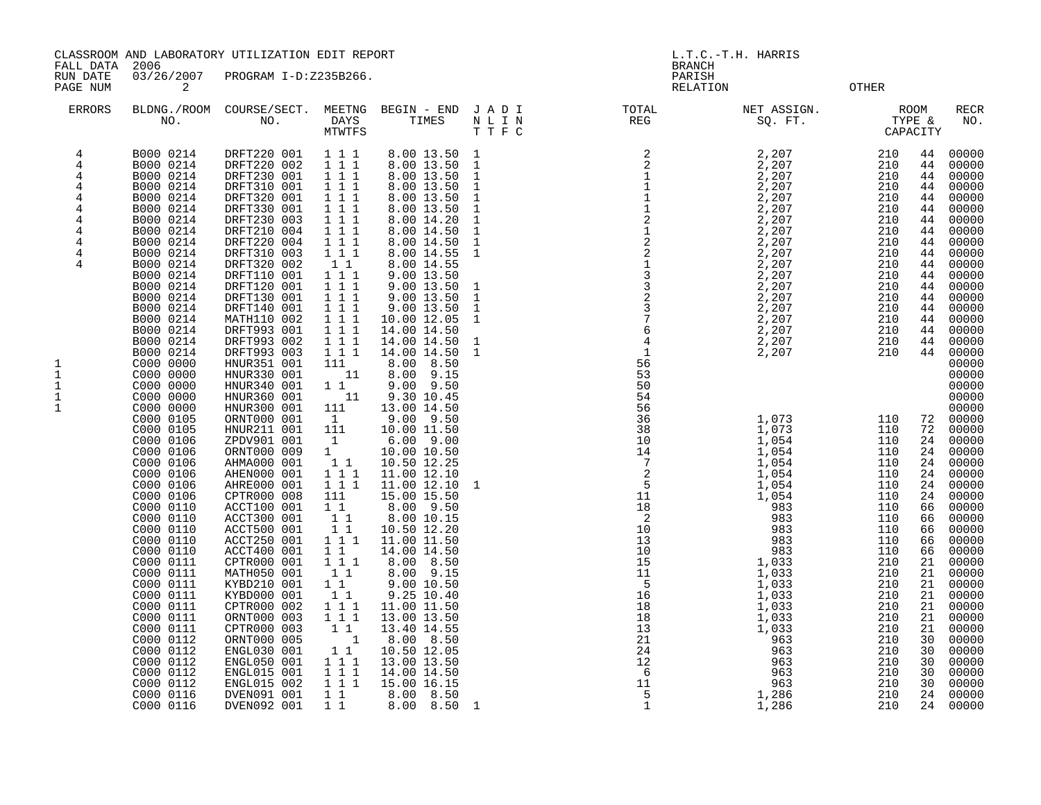CLASSROOM AND LABORATORY UTILIZATION EDIT REPORT
FALL DATA 2006
RUN DATE 03/26/2007 PROGRAM I-D:Z235B266.

L.T.C.-T.H. HARRIS
BRANCH
PARISH
RELATION OTHER

| ERRORS | BLDNG./ROOM NO. | COURSE/SECT. NO. | MEETNG DAYS MTWTFS | BEGIN - END TIMES | J A D I N L I N T T F C | TOTAL REG | NET ASSIGN. SQ. FT. | ROOM TYPE & | CAPACITY | RECR NO. |
|---|---|---|---|---|---|---|---|---|---|---|
| 4 | B000 0214 | DRFT220 001 | 1 1 1 | 8.00 13.50 | 1 | 2 | 2,207 | 210 | 44 | 00000 |
| 4 | B000 0214 | DRFT220 002 | 1 1 1 | 8.00 13.50 | 1 | 2 | 2,207 | 210 | 44 | 00000 |
| 4 | B000 0214 | DRFT230 001 | 1 1 1 | 8.00 13.50 | 1 | 1 | 2,207 | 210 | 44 | 00000 |
| 4 | B000 0214 | DRFT310 001 | 1 1 1 | 8.00 13.50 | 1 | 1 | 2,207 | 210 | 44 | 00000 |
| 4 | B000 0214 | DRFT320 001 | 1 1 1 | 8.00 13.50 | 1 | 1 | 2,207 | 210 | 44 | 00000 |
| 4 | B000 0214 | DRFT330 001 | 1 1 1 | 8.00 13.50 | 1 | 1 | 2,207 | 210 | 44 | 00000 |
| 4 | B000 0214 | DRFT230 003 | 1 1 1 | 8.00 14.20 | 1 | 2 | 2,207 | 210 | 44 | 00000 |
| 4 | B000 0214 | DRFT210 004 | 1 1 1 | 8.00 14.50 | 1 | 1 | 2,207 | 210 | 44 | 00000 |
| 4 | B000 0214 | DRFT220 004 | 1 1 1 | 8.00 14.50 | 1 | 2 | 2,207 | 210 | 44 | 00000 |
| 4 | B000 0214 | DRFT310 003 | 1 1 1 | 8.00 14.55 | 1 | 2 | 2,207 | 210 | 44 | 00000 |
| 4 | B000 0214 | DRFT320 002 | 1 1 | 8.00 14.55 | | 1 | 2,207 | 210 | 44 | 00000 |
| | B000 0214 | DRFT110 001 | 1 1 1 | 9.00 13.50 | | 3 | 2,207 | 210 | 44 | 00000 |
| | B000 0214 | DRFT120 001 | 1 1 1 | 9.00 13.50 | 1 | 3 | 2,207 | 210 | 44 | 00000 |
| | B000 0214 | DRFT130 001 | 1 1 1 | 9.00 13.50 | 1 | 2 | 2,207 | 210 | 44 | 00000 |
| | B000 0214 | DRFT140 001 | 1 1 1 | 9.00 13.50 | 1 | 3 | 2,207 | 210 | 44 | 00000 |
| | B000 0214 | MATH110 002 | 1 1 1 | 10.00 12.05 | 1 | 7 | 2,207 | 210 | 44 | 00000 |
| | B000 0214 | DRFT993 001 | 1 1 1 | 14.00 14.50 | | 6 | 2,207 | 210 | 44 | 00000 |
| | B000 0214 | DRFT993 002 | 1 1 1 | 14.00 14.50 | 1 | 4 | 2,207 | 210 | 44 | 00000 |
| | B000 0214 | DRFT993 003 | 1 1 1 | 14.00 14.50 | 1 | 1 | 2,207 | 210 | 44 | 00000 |
| 1 | C000 0000 | HNUR351 001 | 111 | 8.00 8.50 | | 56 | | | | 00000 |
| 1 | C000 0000 | HNUR330 001 | 11 | 8.00 9.15 | | 53 | | | | 00000 |
| 1 | C000 0000 | HNUR340 001 | 1 1 | 9.00 9.50 | | 50 | | | | 00000 |
| 1 | C000 0000 | HNUR360 001 | 11 | 9.30 10.45 | | 54 | | | | 00000 |
| 1 | C000 0000 | HNUR300 001 | 111 | 13.00 14.50 | | 56 | | | | 00000 |
| | C000 0105 | ORNT000 001 | 1 | 9.00 9.50 | | 36 | 1,073 | 110 | 72 | 00000 |
| | C000 0105 | HNUR211 001 | 111 | 10.00 11.50 | | 38 | 1,073 | 110 | 72 | 00000 |
| | C000 0106 | ZPDV901 001 | 1 | 6.00 9.00 | | 10 | 1,054 | 110 | 24 | 00000 |
| | C000 0106 | ORNT000 009 | 1 | 10.00 10.50 | | 14 | 1,054 | 110 | 24 | 00000 |
| | C000 0106 | AHMA000 001 | 1 1 | 10.50 12.25 | | 7 | 1,054 | 110 | 24 | 00000 |
| | C000 0106 | AHEN000 001 | 1 1 1 | 11.00 12.10 | | 2 | 1,054 | 110 | 24 | 00000 |
| | C000 0106 | AHRE000 001 | 1 1 1 | 11.00 12.10 | 1 | 5 | 1,054 | 110 | 24 | 00000 |
| | C000 0106 | CPTR000 008 | 111 | 15.00 15.50 | | 11 | 1,054 | 110 | 24 | 00000 |
| | C000 0110 | ACCT100 001 | 1 1 | 8.00 9.50 | | 18 | 983 | 110 | 66 | 00000 |
| | C000 0110 | ACCT300 001 | 1 1 | 8.00 10.15 | | 2 | 983 | 110 | 66 | 00000 |
| | C000 0110 | ACCT500 001 | 1 1 | 10.50 12.20 | | 10 | 983 | 110 | 66 | 00000 |
| | C000 0110 | ACCT250 001 | 1 1 1 | 11.00 11.50 | | 13 | 983 | 110 | 66 | 00000 |
| | C000 0110 | ACCT400 001 | 1 1 | 14.00 14.50 | | 10 | 983 | 110 | 66 | 00000 |
| | C000 0111 | CPTR000 001 | 1 1 1 | 8.00 8.50 | | 15 | 1,033 | 210 | 21 | 00000 |
| | C000 0111 | MATH050 001 | 1 1 | 8.00 9.15 | | 11 | 1,033 | 210 | 21 | 00000 |
| | C000 0111 | KYBD210 001 | 1 1 | 9.00 10.50 | | 5 | 1,033 | 210 | 21 | 00000 |
| | C000 0111 | KYBD000 001 | 1 1 | 9.25 10.40 | | 16 | 1,033 | 210 | 21 | 00000 |
| | C000 0111 | CPTR000 002 | 1 1 1 | 11.00 11.50 | | 18 | 1,033 | 210 | 21 | 00000 |
| | C000 0111 | ORNT000 003 | 1 1 1 | 13.00 13.50 | | 18 | 1,033 | 210 | 21 | 00000 |
| | C000 0111 | CPTR000 003 | 1 1 | 13.40 14.55 | | 13 | 1,033 | 210 | 21 | 00000 |
| | C000 0112 | ORNT000 005 | 1 | 8.00 8.50 | | 21 | 963 | 210 | 30 | 00000 |
| | C000 0112 | ENGL030 001 | 1 1 | 10.50 12.05 | | 24 | 963 | 210 | 30 | 00000 |
| | C000 0112 | ENGL050 001 | 1 1 1 | 13.00 13.50 | | 12 | 963 | 210 | 30 | 00000 |
| | C000 0112 | ENGL015 001 | 1 1 1 | 14.00 14.50 | | 6 | 963 | 210 | 30 | 00000 |
| | C000 0112 | ENGL015 002 | 1 1 1 | 15.00 16.15 | | 11 | 963 | 210 | 30 | 00000 |
| | C000 0116 | DVEN091 001 | 1 1 | 8.00 8.50 | | 5 | 1,286 | 210 | 24 | 00000 |
| | C000 0116 | DVEN092 001 | 1 1 | 8.00 8.50 | 1 | 1 | 1,286 | 210 | 24 | 00000 |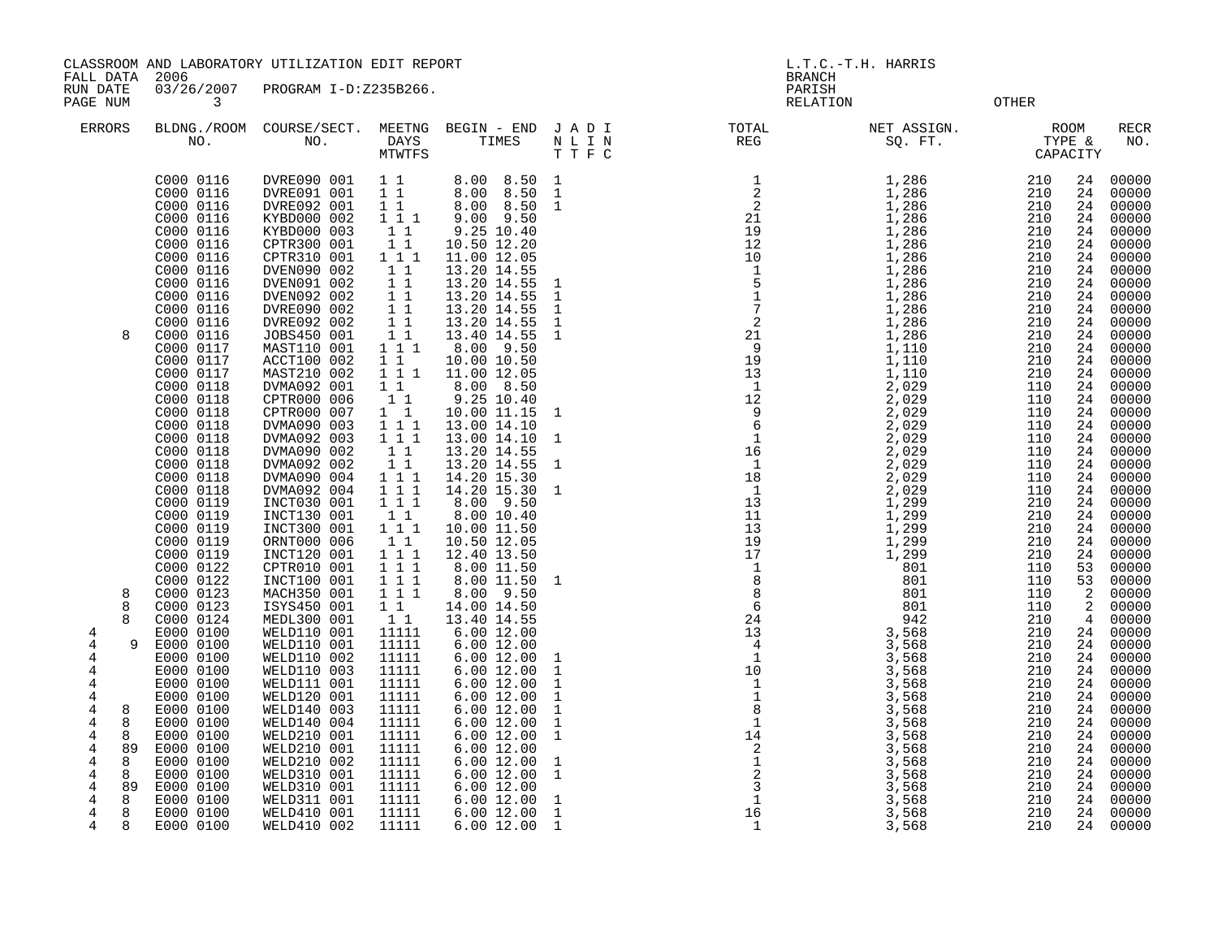CLASSROOM AND LABORATORY UTILIZATION EDIT REPORT
FALL DATA 2006
RUN DATE 03/26/2007 PROGRAM I-D:Z235B266.
PAGE NUM 3

L.T.C.-T.H. HARRIS
BRANCH
PARISH
RELATION OTHER

| ERRORS | BLDNG./ROOM NO. | COURSE/SECT. NO. | MEETNG DAYS MTWTFS | BEGIN - END TIMES | J A D I N L I N T T F C | TOTAL REG | NET ASSIGN. SQ. FT. | ROOM TYPE & CAPACITY | | RECR NO. |
|---|---|---|---|---|---|---|---|---|---|---|
| | C000 0116 | DVRE090 001 | 1 1 | 8.00 8.50 | 1 | 1 | 1,286 | 210 | 24 | 00000 |
| | C000 0116 | DVRE091 001 | 1 1 | 8.00 8.50 | 1 | 2 | 1,286 | 210 | 24 | 00000 |
| | C000 0116 | DVRE092 001 | 1 1 | 8.00 8.50 | 1 | 2 | 1,286 | 210 | 24 | 00000 |
| | C000 0116 | KYBD000 002 | 1 1 1 | 9.00 9.50 | | 21 | 1,286 | 210 | 24 | 00000 |
| | C000 0116 | KYBD000 003 | 1 1 | 9.25 10.40 | | 19 | 1,286 | 210 | 24 | 00000 |
| | C000 0116 | CPTR300 001 | 1 1 | 10.50 12.20 | | 12 | 1,286 | 210 | 24 | 00000 |
| | C000 0116 | CPTR310 001 | 1 1 1 | 11.00 12.05 | | 10 | 1,286 | 210 | 24 | 00000 |
| | C000 0116 | DVEN090 002 | 1 1 | 13.20 14.55 | | 1 | 1,286 | 210 | 24 | 00000 |
| | C000 0116 | DVEN091 002 | 1 1 | 13.20 14.55 | 1 | 5 | 1,286 | 210 | 24 | 00000 |
| | C000 0116 | DVEN092 002 | 1 1 | 13.20 14.55 | 1 | 1 | 1,286 | 210 | 24 | 00000 |
| | C000 0116 | DVRE090 002 | 1 1 | 13.20 14.55 | 1 | 7 | 1,286 | 210 | 24 | 00000 |
| | C000 0116 | DVRE092 002 | 1 1 | 13.20 14.55 | 1 | 2 | 1,286 | 210 | 24 | 00000 |
| 8 | C000 0116 | JOBS450 001 | 1 1 | 13.40 14.55 | 1 | 21 | 1,286 | 210 | 24 | 00000 |
| | C000 0117 | MAST110 001 | 1 1 1 | 8.00 9.50 | | 9 | 1,110 | 210 | 24 | 00000 |
| | C000 0117 | ACCT100 002 | 1 1 | 10.00 10.50 | | 19 | 1,110 | 210 | 24 | 00000 |
| | C000 0117 | MAST210 002 | 1 1 1 | 11.00 12.05 | | 13 | 1,110 | 210 | 24 | 00000 |
| | C000 0118 | DVMA092 001 | 1 1 | 8.00 8.50 | | 1 | 2,029 | 110 | 24 | 00000 |
| | C000 0118 | CPTR000 006 | 1 1 | 9.25 10.40 | | 12 | 2,029 | 110 | 24 | 00000 |
| | C000 0118 | CPTR000 007 | 1 1 | 10.00 11.15 | 1 | 9 | 2,029 | 110 | 24 | 00000 |
| | C000 0118 | DVMA090 003 | 1 1 1 | 13.00 14.10 | | 6 | 2,029 | 110 | 24 | 00000 |
| | C000 0118 | DVMA092 003 | 1 1 1 | 13.00 14.10 | 1 | 1 | 2,029 | 110 | 24 | 00000 |
| | C000 0118 | DVMA090 002 | 1 1 | 13.20 14.55 | | 16 | 2,029 | 110 | 24 | 00000 |
| | C000 0118 | DVMA092 002 | 1 1 | 13.20 14.55 | 1 | 1 | 2,029 | 110 | 24 | 00000 |
| | C000 0118 | DVMA090 004 | 1 1 1 | 14.20 15.30 | | 18 | 2,029 | 110 | 24 | 00000 |
| | C000 0118 | DVMA092 004 | 1 1 1 | 14.20 15.30 | 1 | 1 | 2,029 | 110 | 24 | 00000 |
| | C000 0119 | INCT030 001 | 1 1 1 | 8.00 9.50 | | 13 | 1,299 | 210 | 24 | 00000 |
| | C000 0119 | INCT130 001 | 1 1 | 8.00 10.40 | | 11 | 1,299 | 210 | 24 | 00000 |
| | C000 0119 | INCT300 001 | 1 1 1 | 10.00 11.50 | | 13 | 1,299 | 210 | 24 | 00000 |
| | C000 0119 | ORNT000 006 | 1 1 | 10.50 12.05 | | 19 | 1,299 | 210 | 24 | 00000 |
| | C000 0119 | INCT120 001 | 1 1 1 | 12.40 13.50 | | 17 | 1,299 | 210 | 24 | 00000 |
| | C000 0122 | CPTR010 001 | 1 1 1 | 8.00 11.50 | | 1 | 801 | 110 | 53 | 00000 |
| | C000 0122 | INCT100 001 | 1 1 1 | 8.00 11.50 | 1 | 8 | 801 | 110 | 53 | 00000 |
| 8 | C000 0123 | MACH350 001 | 1 1 1 | 8.00 9.50 | | 8 | 801 | 110 | 2 | 00000 |
| 8 | C000 0123 | ISYS450 001 | 1 1 | 14.00 14.50 | | 6 | 801 | 110 | 2 | 00000 |
| 8 | C000 0124 | MEDL300 001 | 1 1 | 13.40 14.55 | | 24 | 942 | 210 | 4 | 00000 |
| 4 | E000 0100 | WELD110 001 | 11111 | 6.00 12.00 | | 13 | 3,568 | 210 | 24 | 00000 |
| 4 9 | E000 0100 | WELD110 001 | 11111 | 6.00 12.00 | | 4 | 3,568 | 210 | 24 | 00000 |
| 4 | E000 0100 | WELD110 002 | 11111 | 6.00 12.00 | 1 | 1 | 3,568 | 210 | 24 | 00000 |
| 4 | E000 0100 | WELD110 003 | 11111 | 6.00 12.00 | 1 | 10 | 3,568 | 210 | 24 | 00000 |
| 4 | E000 0100 | WELD111 001 | 11111 | 6.00 12.00 | 1 | 1 | 3,568 | 210 | 24 | 00000 |
| 4 | E000 0100 | WELD120 001 | 11111 | 6.00 12.00 | 1 | 1 | 3,568 | 210 | 24 | 00000 |
| 4 8 | E000 0100 | WELD140 003 | 11111 | 6.00 12.00 | 1 | 8 | 3,568 | 210 | 24 | 00000 |
| 4 8 | E000 0100 | WELD140 004 | 11111 | 6.00 12.00 | 1 | 1 | 3,568 | 210 | 24 | 00000 |
| 4 8 | E000 0100 | WELD210 001 | 11111 | 6.00 12.00 | 1 | 14 | 3,568 | 210 | 24 | 00000 |
| 4 89 | E000 0100 | WELD210 001 | 11111 | 6.00 12.00 | | 2 | 3,568 | 210 | 24 | 00000 |
| 4 8 | E000 0100 | WELD210 002 | 11111 | 6.00 12.00 | 1 | 1 | 3,568 | 210 | 24 | 00000 |
| 4 8 | E000 0100 | WELD310 001 | 11111 | 6.00 12.00 | 1 | 2 | 3,568 | 210 | 24 | 00000 |
| 4 89 | E000 0100 | WELD310 001 | 11111 | 6.00 12.00 | | 3 | 3,568 | 210 | 24 | 00000 |
| 4 8 | E000 0100 | WELD311 001 | 11111 | 6.00 12.00 | 1 | 1 | 3,568 | 210 | 24 | 00000 |
| 4 8 | E000 0100 | WELD410 001 | 11111 | 6.00 12.00 | 1 | 16 | 3,568 | 210 | 24 | 00000 |
| 4 8 | E000 0100 | WELD410 002 | 11111 | 6.00 12.00 | 1 | 1 | 3,568 | 210 | 24 | 00000 |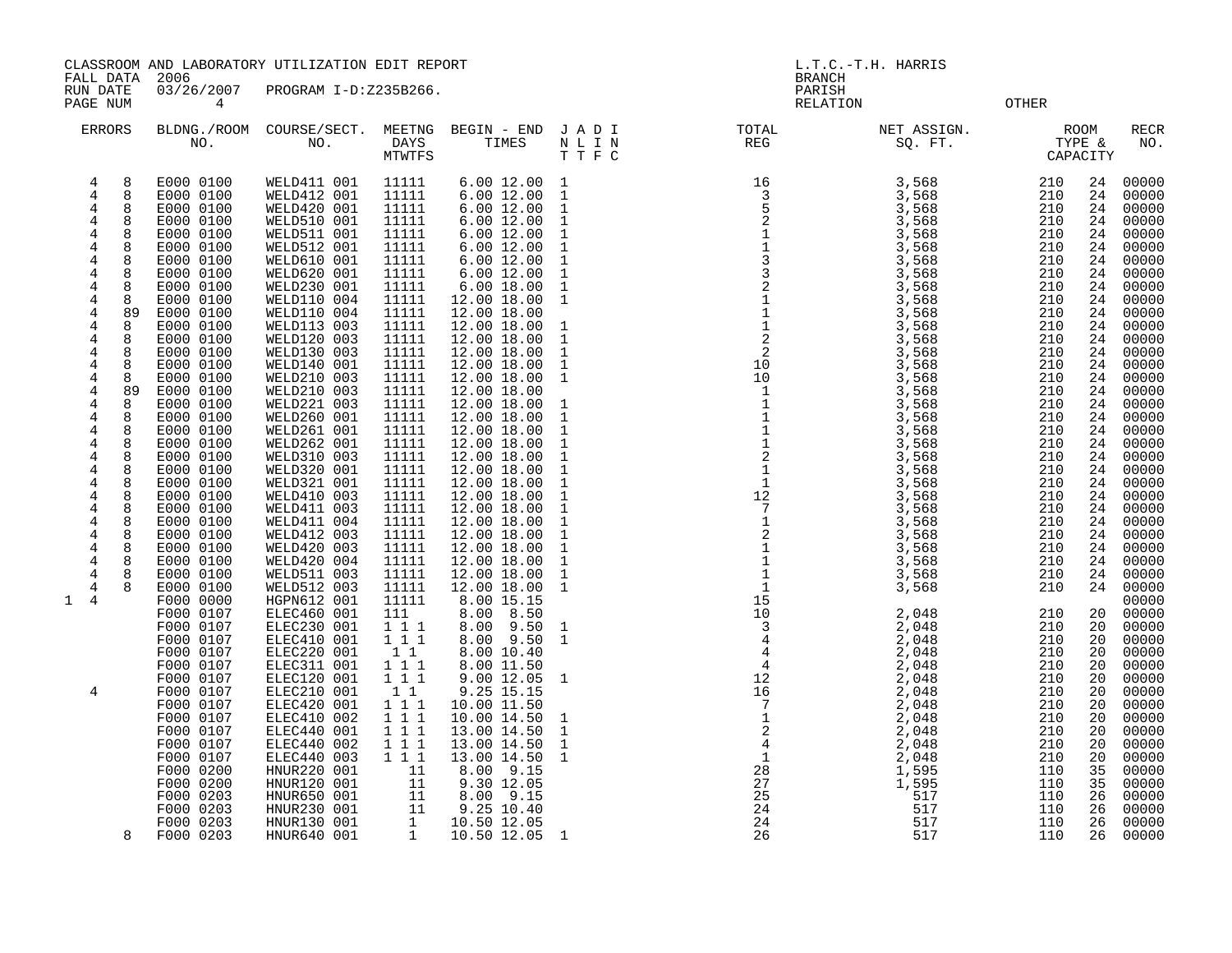CLASSROOM AND LABORATORY UTILIZATION EDIT REPORT
FALL DATA 2006
RUN DATE 03/26/2007 PROGRAM I-D:Z235B266.

L.T.C.-T.H. HARRIS
BRANCH
PARISH
RELATION OTHER

| ERRORS | BLDNG./ROOM NO. | COURSE/SECT. NO. | MEETNG DAYS MTWTFS | BEGIN - END TIMES | J A D I N L I N T T F C | TOTAL REG | NET ASSIGN. SQ. FT. | ROOM TYPE & CAPACITY | | RECR NO. |
|---|---|---|---|---|---|---|---|---|---|---|
| 4 8 | E000 0100 | WELD411 001 | 11111 | 6.00 12.00 | 1 | 16 | 3,568 | 210 | 24 | 00000 |
| 4 8 | E000 0100 | WELD412 001 | 11111 | 6.00 12.00 | 1 | 3 | 3,568 | 210 | 24 | 00000 |
| 4 8 | E000 0100 | WELD420 001 | 11111 | 6.00 12.00 | 1 | 5 | 3,568 | 210 | 24 | 00000 |
| 4 8 | E000 0100 | WELD510 001 | 11111 | 6.00 12.00 | 1 | 2 | 3,568 | 210 | 24 | 00000 |
| 4 8 | E000 0100 | WELD511 001 | 11111 | 6.00 12.00 | 1 | 1 | 3,568 | 210 | 24 | 00000 |
| 4 8 | E000 0100 | WELD512 001 | 11111 | 6.00 12.00 | 1 | 1 | 3,568 | 210 | 24 | 00000 |
| 4 8 | E000 0100 | WELD610 001 | 11111 | 6.00 12.00 | 1 | 3 | 3,568 | 210 | 24 | 00000 |
| 4 8 | E000 0100 | WELD620 001 | 11111 | 6.00 12.00 | 1 | 3 | 3,568 | 210 | 24 | 00000 |
| 4 8 | E000 0100 | WELD230 001 | 11111 | 6.00 18.00 | 1 | 2 | 3,568 | 210 | 24 | 00000 |
| 4 8 | E000 0100 | WELD110 004 | 11111 | 12.00 18.00 | 1 | 1 | 3,568 | 210 | 24 | 00000 |
| 4 89 | E000 0100 | WELD110 004 | 11111 | 12.00 18.00 | | 1 | 3,568 | 210 | 24 | 00000 |
| 4 8 | E000 0100 | WELD113 003 | 11111 | 12.00 18.00 | 1 | 1 | 3,568 | 210 | 24 | 00000 |
| 4 8 | E000 0100 | WELD120 003 | 11111 | 12.00 18.00 | 1 | 2 | 3,568 | 210 | 24 | 00000 |
| 4 8 | E000 0100 | WELD130 003 | 11111 | 12.00 18.00 | 1 | 2 | 3,568 | 210 | 24 | 00000 |
| 4 8 | E000 0100 | WELD140 001 | 11111 | 12.00 18.00 | 1 | 10 | 3,568 | 210 | 24 | 00000 |
| 4 8 | E000 0100 | WELD210 003 | 11111 | 12.00 18.00 | 1 | 10 | 3,568 | 210 | 24 | 00000 |
| 4 89 | E000 0100 | WELD210 003 | 11111 | 12.00 18.00 | | 1 | 3,568 | 210 | 24 | 00000 |
| 4 8 | E000 0100 | WELD221 003 | 11111 | 12.00 18.00 | 1 | 1 | 3,568 | 210 | 24 | 00000 |
| 4 8 | E000 0100 | WELD260 001 | 11111 | 12.00 18.00 | 1 | 1 | 3,568 | 210 | 24 | 00000 |
| 4 8 | E000 0100 | WELD261 001 | 11111 | 12.00 18.00 | 1 | 1 | 3,568 | 210 | 24 | 00000 |
| 4 8 | E000 0100 | WELD262 001 | 11111 | 12.00 18.00 | 1 | 1 | 3,568 | 210 | 24 | 00000 |
| 4 8 | E000 0100 | WELD310 003 | 11111 | 12.00 18.00 | 1 | 2 | 3,568 | 210 | 24 | 00000 |
| 4 8 | E000 0100 | WELD320 001 | 11111 | 12.00 18.00 | 1 | 1 | 3,568 | 210 | 24 | 00000 |
| 4 8 | E000 0100 | WELD321 001 | 11111 | 12.00 18.00 | 1 | 1 | 3,568 | 210 | 24 | 00000 |
| 4 8 | E000 0100 | WELD410 003 | 11111 | 12.00 18.00 | 1 | 12 | 3,568 | 210 | 24 | 00000 |
| 4 8 | E000 0100 | WELD411 003 | 11111 | 12.00 18.00 | 1 | 7 | 3,568 | 210 | 24 | 00000 |
| 4 8 | E000 0100 | WELD411 004 | 11111 | 12.00 18.00 | 1 | 1 | 3,568 | 210 | 24 | 00000 |
| 4 8 | E000 0100 | WELD412 003 | 11111 | 12.00 18.00 | 1 | 2 | 3,568 | 210 | 24 | 00000 |
| 4 8 | E000 0100 | WELD420 003 | 11111 | 12.00 18.00 | 1 | 1 | 3,568 | 210 | 24 | 00000 |
| 4 8 | E000 0100 | WELD420 004 | 11111 | 12.00 18.00 | 1 | 1 | 3,568 | 210 | 24 | 00000 |
| 4 8 | E000 0100 | WELD511 003 | 11111 | 12.00 18.00 | 1 | 1 | 3,568 | 210 | 24 | 00000 |
| 4 8 | E000 0100 | WELD512 003 | 11111 | 12.00 18.00 | 1 | 1 | 3,568 | 210 | 24 | 00000 |
| 1 4 | F000 0000 | HGPN612 001 | 11111 | 8.00 15.15 | | 15 | | | | 00000 |
| | F000 0107 | ELEC460 001 | 111 | 8.00 8.50 | | 10 | 2,048 | 210 | 20 | 00000 |
| | F000 0107 | ELEC230 001 | 1 1 1 | 8.00 9.50 | 1 | 3 | 2,048 | 210 | 20 | 00000 |
| | F000 0107 | ELEC410 001 | 1 1 1 | 8.00 9.50 | 1 | 4 | 2,048 | 210 | 20 | 00000 |
| | F000 0107 | ELEC220 001 | 1 1 | 8.00 10.40 | | 4 | 2,048 | 210 | 20 | 00000 |
| | F000 0107 | ELEC311 001 | 1 1 1 | 8.00 11.50 | | 4 | 2,048 | 210 | 20 | 00000 |
| | F000 0107 | ELEC120 001 | 1 1 1 | 9.00 12.05 | 1 | 12 | 2,048 | 210 | 20 | 00000 |
| 4 | F000 0107 | ELEC210 001 | 1 1 | 9.25 15.15 | | 16 | 2,048 | 210 | 20 | 00000 |
| | F000 0107 | ELEC420 001 | 1 1 1 | 10.00 11.50 | | 7 | 2,048 | 210 | 20 | 00000 |
| | F000 0107 | ELEC410 002 | 1 1 1 | 10.00 14.50 | 1 | 1 | 2,048 | 210 | 20 | 00000 |
| | F000 0107 | ELEC440 001 | 1 1 1 | 13.00 14.50 | 1 | 2 | 2,048 | 210 | 20 | 00000 |
| | F000 0107 | ELEC440 002 | 1 1 1 | 13.00 14.50 | 1 | 4 | 2,048 | 210 | 20 | 00000 |
| | F000 0107 | ELEC440 003 | 1 1 1 | 13.00 14.50 | 1 | 1 | 2,048 | 210 | 20 | 00000 |
| | F000 0200 | HNUR220 001 | 11 | 8.00 9.15 | | 28 | 1,595 | 110 | 35 | 00000 |
| | F000 0200 | HNUR120 001 | 11 | 9.30 12.05 | | 27 | 1,595 | 110 | 35 | 00000 |
| | F000 0203 | HNUR650 001 | 11 | 8.00 9.15 | | 25 | 517 | 110 | 26 | 00000 |
| | F000 0203 | HNUR230 001 | 11 | 9.25 10.40 | | 24 | 517 | 110 | 26 | 00000 |
| | F000 0203 | HNUR130 001 | 1 | 10.50 12.05 | | 24 | 517 | 110 | 26 | 00000 |
| 8 | F000 0203 | HNUR640 001 | 1 | 10.50 12.05 | 1 | 26 | 517 | 110 | 26 | 00000 |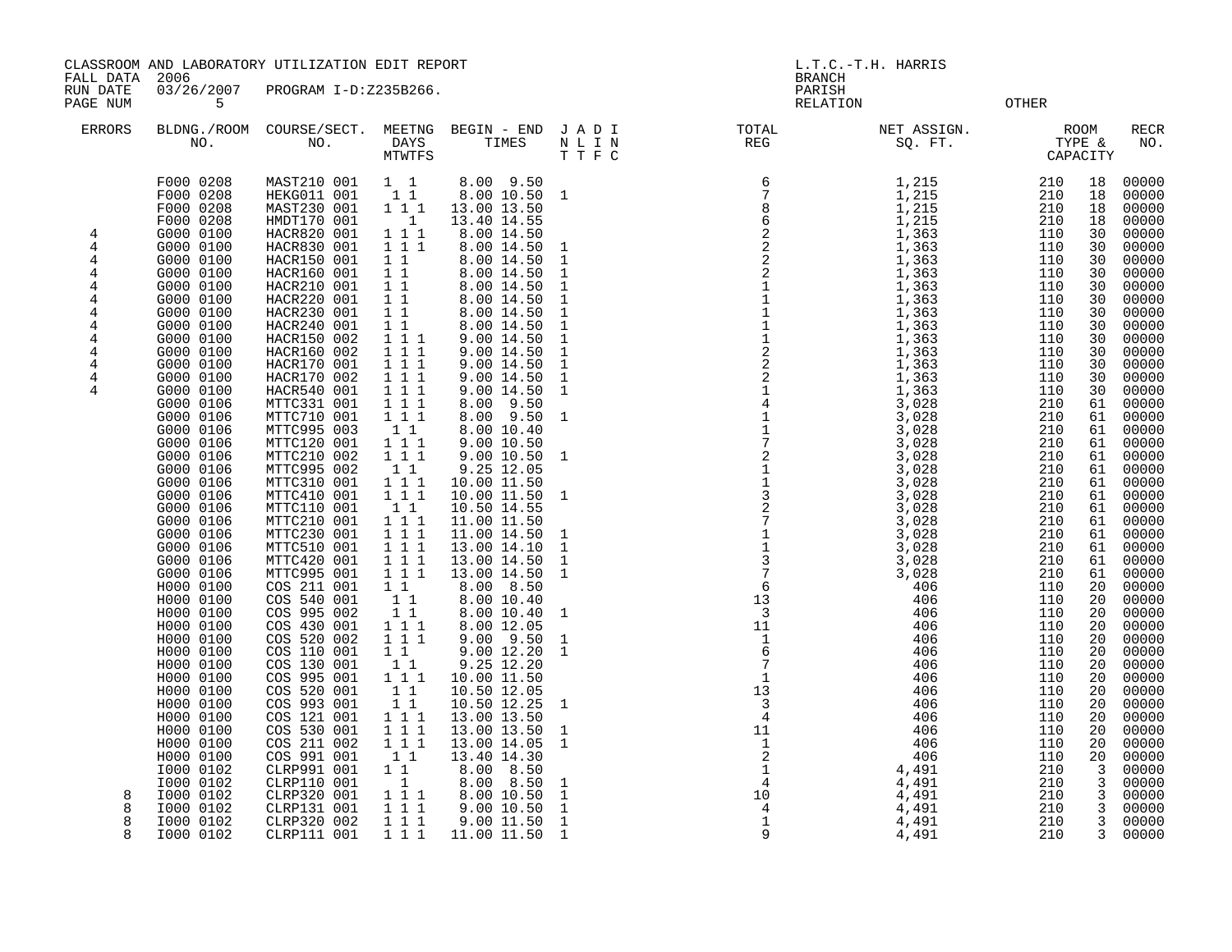CLASSROOM AND LABORATORY UTILIZATION EDIT REPORT
FALL DATA 2006
RUN DATE 03/26/2007 PROGRAM I-D:Z235B266.
PAGE NUM 5

L.T.C.-T.H. HARRIS
BRANCH
PARISH
RELATION OTHER

| ERRORS | BLDNG./ROOM NO. | COURSE/SECT. NO. | MEETNG DAYS MTWTFS | BEGIN - END TIMES | J A D I N L I N T T F C | TOTAL REG | NET ASSIGN. SQ. FT. | ROOM TYPE & CAPACITY | | RECR NO. |
|---|---|---|---|---|---|---|---|---|---|---|
| | F000 0208 | MAST210 001 | 1 1 | 8.00 9.50 | | 6 | 1,215 | 210 | 18 | 00000 |
| | F000 0208 | HEKG011 001 | 1 1 | 8.00 10.50 | 1 | 7 | 1,215 | 210 | 18 | 00000 |
| | F000 0208 | MAST230 001 | 1 1 1 | 13.00 13.50 | | 8 | 1,215 | 210 | 18 | 00000 |
| | F000 0208 | HMDT170 001 | 1 | 13.40 14.55 | | 6 | 1,215 | 210 | 18 | 00000 |
| 4 | G000 0100 | HACR820 001 | 1 1 1 | 8.00 14.50 | | 2 | 1,363 | 110 | 30 | 00000 |
| 4 | G000 0100 | HACR830 001 | 1 1 1 | 8.00 14.50 | 1 | 2 | 1,363 | 110 | 30 | 00000 |
| 4 | G000 0100 | HACR150 001 | 1 1 | 8.00 14.50 | 1 | 2 | 1,363 | 110 | 30 | 00000 |
| 4 | G000 0100 | HACR160 001 | 1 1 | 8.00 14.50 | 1 | 2 | 1,363 | 110 | 30 | 00000 |
| 4 | G000 0100 | HACR210 001 | 1 1 | 8.00 14.50 | 1 | 1 | 1,363 | 110 | 30 | 00000 |
| 4 | G000 0100 | HACR220 001 | 1 1 | 8.00 14.50 | 1 | 1 | 1,363 | 110 | 30 | 00000 |
| 4 | G000 0100 | HACR230 001 | 1 1 | 8.00 14.50 | 1 | 1 | 1,363 | 110 | 30 | 00000 |
| 4 | G000 0100 | HACR240 001 | 1 1 | 8.00 14.50 | 1 | 1 | 1,363 | 110 | 30 | 00000 |
| 4 | G000 0100 | HACR150 002 | 1 1 1 | 9.00 14.50 | 1 | 1 | 1,363 | 110 | 30 | 00000 |
| 4 | G000 0100 | HACR160 002 | 1 1 1 | 9.00 14.50 | 1 | 2 | 1,363 | 110 | 30 | 00000 |
| 4 | G000 0100 | HACR170 001 | 1 1 1 | 9.00 14.50 | 1 | 2 | 1,363 | 110 | 30 | 00000 |
| 4 | G000 0100 | HACR170 002 | 1 1 1 | 9.00 14.50 | 1 | 2 | 1,363 | 110 | 30 | 00000 |
| 4 | G000 0100 | HACR540 001 | 1 1 1 | 9.00 14.50 | 1 | 1 | 1,363 | 110 | 30 | 00000 |
| | G000 0106 | MTTC331 001 | 1 1 1 | 8.00 9.50 | | 4 | 3,028 | 210 | 61 | 00000 |
| | G000 0106 | MTTC710 001 | 1 1 1 | 8.00 9.50 | 1 | 1 | 3,028 | 210 | 61 | 00000 |
| | G000 0106 | MTTC995 003 | 1 1 | 8.00 10.40 | | 1 | 3,028 | 210 | 61 | 00000 |
| | G000 0106 | MTTC120 001 | 1 1 1 | 9.00 10.50 | | 7 | 3,028 | 210 | 61 | 00000 |
| | G000 0106 | MTTC210 002 | 1 1 1 | 9.00 10.50 | 1 | 2 | 3,028 | 210 | 61 | 00000 |
| | G000 0106 | MTTC995 002 | 1 1 | 9.25 12.05 | | 1 | 3,028 | 210 | 61 | 00000 |
| | G000 0106 | MTTC310 001 | 1 1 1 | 10.00 11.50 | | 1 | 3,028 | 210 | 61 | 00000 |
| | G000 0106 | MTTC410 001 | 1 1 1 | 10.00 11.50 | 1 | 3 | 3,028 | 210 | 61 | 00000 |
| | G000 0106 | MTTC110 001 | 1 1 | 10.50 14.55 | | 2 | 3,028 | 210 | 61 | 00000 |
| | G000 0106 | MTTC210 001 | 1 1 1 | 11.00 11.50 | | 7 | 3,028 | 210 | 61 | 00000 |
| | G000 0106 | MTTC230 001 | 1 1 1 | 11.00 14.50 | 1 | 1 | 3,028 | 210 | 61 | 00000 |
| | G000 0106 | MTTC510 001 | 1 1 1 | 13.00 14.10 | 1 | 1 | 3,028 | 210 | 61 | 00000 |
| | G000 0106 | MTTC420 001 | 1 1 1 | 13.00 14.50 | 1 | 3 | 3,028 | 210 | 61 | 00000 |
| | G000 0106 | MTTC995 001 | 1 1 1 | 13.00 14.50 | 1 | 7 | 3,028 | 210 | 61 | 00000 |
| | H000 0100 | COS 211 001 | 1 1 | 8.00 8.50 | | 6 | 406 | 110 | 20 | 00000 |
| | H000 0100 | COS 540 001 | 1 1 | 8.00 10.40 | | 13 | 406 | 110 | 20 | 00000 |
| | H000 0100 | COS 995 002 | 1 1 | 8.00 10.40 | 1 | 3 | 406 | 110 | 20 | 00000 |
| | H000 0100 | COS 430 001 | 1 1 1 | 8.00 12.05 | | 11 | 406 | 110 | 20 | 00000 |
| | H000 0100 | COS 520 002 | 1 1 1 | 9.00 9.50 | 1 | 1 | 406 | 110 | 20 | 00000 |
| | H000 0100 | COS 110 001 | 1 1 | 9.00 12.20 | 1 | 6 | 406 | 110 | 20 | 00000 |
| | H000 0100 | COS 130 001 | 1 1 | 9.25 12.20 | | 7 | 406 | 110 | 20 | 00000 |
| | H000 0100 | COS 995 001 | 1 1 1 | 10.00 11.50 | | 1 | 406 | 110 | 20 | 00000 |
| | H000 0100 | COS 520 001 | 1 1 | 10.50 12.05 | | 13 | 406 | 110 | 20 | 00000 |
| | H000 0100 | COS 993 001 | 1 1 | 10.50 12.25 | 1 | 3 | 406 | 110 | 20 | 00000 |
| | H000 0100 | COS 121 001 | 1 1 1 | 13.00 13.50 | | 4 | 406 | 110 | 20 | 00000 |
| | H000 0100 | COS 530 001 | 1 1 1 | 13.00 13.50 | 1 | 11 | 406 | 110 | 20 | 00000 |
| | H000 0100 | COS 211 002 | 1 1 1 | 13.00 14.05 | 1 | 1 | 406 | 110 | 20 | 00000 |
| | H000 0100 | COS 991 001 | 1 1 | 13.40 14.30 | | 2 | 406 | 110 | 20 | 00000 |
| | I000 0102 | CLRP991 001 | 1 1 | 8.00 8.50 | | 1 | 4,491 | 210 | 3 | 00000 |
| | I000 0102 | CLRP110 001 | 1 | 8.00 8.50 | 1 | 4 | 4,491 | 210 | 3 | 00000 |
| 8 | I000 0102 | CLRP320 001 | 1 1 1 | 8.00 10.50 | 1 | 10 | 4,491 | 210 | 3 | 00000 |
| 8 | I000 0102 | CLRP131 001 | 1 1 1 | 9.00 10.50 | 1 | 4 | 4,491 | 210 | 3 | 00000 |
| 8 | I000 0102 | CLRP320 002 | 1 1 1 | 9.00 11.50 | 1 | 1 | 4,491 | 210 | 3 | 00000 |
| 8 | I000 0102 | CLRP111 001 | 1 1 1 | 11.00 11.50 | 1 | 9 | 4,491 | 210 | 3 | 00000 |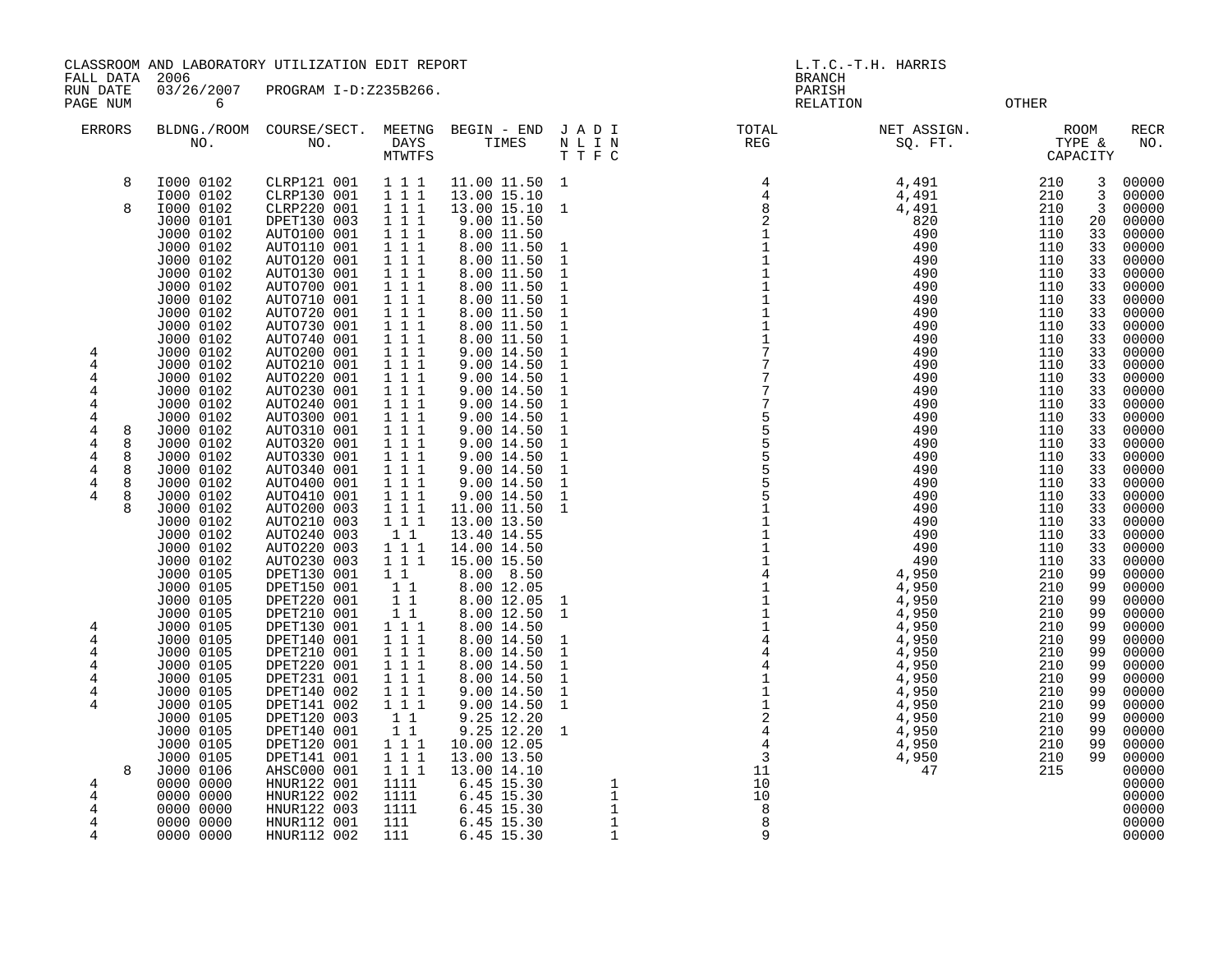CLASSROOM AND LABORATORY UTILIZATION EDIT REPORT
FALL DATA 2006
RUN DATE 03/26/2007 PROGRAM I-D:Z235B266.
PAGE NUM 6

L.T.C.-T.H. HARRIS
BRANCH
PARISH
RELATION OTHER

| ERRORS | BLDNG./ROOM NO. | COURSE/SECT. NO. | MEETNG DAYS MTWTFS | BEGIN - END TIMES | J A D I N L I N T T F C | TOTAL REG | NET ASSIGN. SQ. FT. | ROOM TYPE & CAPACITY | | RECR NO. |
|---|---|---|---|---|---|---|---|---|---|---|
| 8 | I000 0102 | CLRP121 001 | 1 1 1 | 11.00 11.50 | 1 | 4 | 4,491 | 210 | 3 | 00000 |
| | I000 0102 | CLRP130 001 | 1 1 1 | 13.00 15.10 | | 4 | 4,491 | 210 | 3 | 00000 |
| 8 | I000 0102 | CLRP220 001 | 1 1 1 | 13.00 15.10 | 1 | 8 | 4,491 | 210 | 3 | 00000 |
| | J000 0101 | DPET130 003 | 1 1 1 | 9.00 11.50 | | 2 | 820 | 110 | 20 | 00000 |
| | J000 0102 | AUTO100 001 | 1 1 1 | 8.00 11.50 | | 1 | 490 | 110 | 33 | 00000 |
| | J000 0102 | AUTO110 001 | 1 1 1 | 8.00 11.50 | 1 | 1 | 490 | 110 | 33 | 00000 |
| | J000 0102 | AUTO120 001 | 1 1 1 | 8.00 11.50 | 1 | 1 | 490 | 110 | 33 | 00000 |
| | J000 0102 | AUTO130 001 | 1 1 1 | 8.00 11.50 | 1 | 1 | 490 | 110 | 33 | 00000 |
| | J000 0102 | AUTO700 001 | 1 1 1 | 8.00 11.50 | 1 | 1 | 490 | 110 | 33 | 00000 |
| | J000 0102 | AUTO710 001 | 1 1 1 | 8.00 11.50 | 1 | 1 | 490 | 110 | 33 | 00000 |
| | J000 0102 | AUTO720 001 | 1 1 1 | 8.00 11.50 | 1 | 1 | 490 | 110 | 33 | 00000 |
| | J000 0102 | AUTO730 001 | 1 1 1 | 8.00 11.50 | 1 | 1 | 490 | 110 | 33 | 00000 |
| | J000 0102 | AUTO740 001 | 1 1 1 | 8.00 11.50 | 1 | 1 | 490 | 110 | 33 | 00000 |
| 4 | J000 0102 | AUTO200 001 | 1 1 1 | 9.00 14.50 | 1 | 7 | 490 | 110 | 33 | 00000 |
| 4 | J000 0102 | AUTO210 001 | 1 1 1 | 9.00 14.50 | 1 | 7 | 490 | 110 | 33 | 00000 |
| 4 | J000 0102 | AUTO220 001 | 1 1 1 | 9.00 14.50 | 1 | 7 | 490 | 110 | 33 | 00000 |
| 4 | J000 0102 | AUTO230 001 | 1 1 1 | 9.00 14.50 | 1 | 7 | 490 | 110 | 33 | 00000 |
| 4 | J000 0102 | AUTO240 001 | 1 1 1 | 9.00 14.50 | 1 | 7 | 490 | 110 | 33 | 00000 |
| 4 | J000 0102 | AUTO300 001 | 1 1 1 | 9.00 14.50 | 1 | 5 | 490 | 110 | 33 | 00000 |
| 4 8 | J000 0102 | AUTO310 001 | 1 1 1 | 9.00 14.50 | 1 | 5 | 490 | 110 | 33 | 00000 |
| 4 8 | J000 0102 | AUTO320 001 | 1 1 1 | 9.00 14.50 | 1 | 5 | 490 | 110 | 33 | 00000 |
| 4 8 | J000 0102 | AUTO330 001 | 1 1 1 | 9.00 14.50 | 1 | 5 | 490 | 110 | 33 | 00000 |
| 4 8 | J000 0102 | AUTO340 001 | 1 1 1 | 9.00 14.50 | 1 | 5 | 490 | 110 | 33 | 00000 |
| 4 8 | J000 0102 | AUTO400 001 | 1 1 1 | 9.00 14.50 | 1 | 5 | 490 | 110 | 33 | 00000 |
| 4 8 | J000 0102 | AUTO410 001 | 1 1 1 | 9.00 14.50 | 1 | 5 | 490 | 110 | 33 | 00000 |
| 8 | J000 0102 | AUTO200 003 | 1 1 1 | 11.00 11.50 | 1 | 1 | 490 | 110 | 33 | 00000 |
| | J000 0102 | AUTO210 003 | 1 1 1 | 13.00 13.50 | | 1 | 490 | 110 | 33 | 00000 |
| | J000 0102 | AUTO240 003 | 1 1 | 13.40 14.55 | | 1 | 490 | 110 | 33 | 00000 |
| | J000 0102 | AUTO220 003 | 1 1 1 | 14.00 14.50 | | 1 | 490 | 110 | 33 | 00000 |
| | J000 0102 | AUTO230 003 | 1 1 1 | 15.00 15.50 | | 1 | 490 | 110 | 33 | 00000 |
| | J000 0105 | DPET130 001 | 1 1 | 8.00 8.50 | | 4 | 4,950 | 210 | 99 | 00000 |
| | J000 0105 | DPET150 001 | 1 1 | 8.00 12.05 | 1 | 1 | 4,950 | 210 | 99 | 00000 |
| | J000 0105 | DPET220 001 | 1 1 | 8.00 12.05 | 1 | 1 | 4,950 | 210 | 99 | 00000 |
| | J000 0105 | DPET210 001 | 1 1 | 8.00 12.50 | 1 | 1 | 4,950 | 210 | 99 | 00000 |
| 4 | J000 0105 | DPET130 001 | 1 1 1 | 8.00 14.50 | | 1 | 4,950 | 210 | 99 | 00000 |
| 4 | J000 0105 | DPET140 001 | 1 1 1 | 8.00 14.50 | 1 | 4 | 4,950 | 210 | 99 | 00000 |
| 4 | J000 0105 | DPET210 001 | 1 1 1 | 8.00 14.50 | 1 | 4 | 4,950 | 210 | 99 | 00000 |
| 4 | J000 0105 | DPET220 001 | 1 1 1 | 8.00 14.50 | 1 | 4 | 4,950 | 210 | 99 | 00000 |
| 4 | J000 0105 | DPET231 001 | 1 1 1 | 8.00 14.50 | 1 | 1 | 4,950 | 210 | 99 | 00000 |
| 4 | J000 0105 | DPET140 002 | 1 1 1 | 9.00 14.50 | 1 | 1 | 4,950 | 210 | 99 | 00000 |
| 4 | J000 0105 | DPET141 002 | 1 1 1 | 9.00 14.50 | 1 | 1 | 4,950 | 210 | 99 | 00000 |
| | J000 0105 | DPET120 003 | 1 1 | 9.25 12.20 | | 2 | 4,950 | 210 | 99 | 00000 |
| | J000 0105 | DPET140 001 | 1 1 | 9.25 12.20 | 1 | 4 | 4,950 | 210 | 99 | 00000 |
| | J000 0105 | DPET120 001 | 1 1 1 | 10.00 12.05 | | 4 | 4,950 | 210 | 99 | 00000 |
| | J000 0105 | DPET141 001 | 1 1 1 | 13.00 13.50 | | 3 | 4,950 | 210 | 99 | 00000 |
| 8 | J000 0106 | AHSC000 001 | 1 1 1 | 13.00 14.10 | | 11 | 47 | 215 | | 00000 |
| 4 | 0000 0000 | HNUR122 001 | 1111 | 6.45 15.30 | 1 | 10 | | | | 00000 |
| 4 | 0000 0000 | HNUR122 002 | 1111 | 6.45 15.30 | 1 | 10 | | | | 00000 |
| 4 | 0000 0000 | HNUR122 003 | 1111 | 6.45 15.30 | 1 | 8 | | | | 00000 |
| 4 | 0000 0000 | HNUR112 001 | 111 | 6.45 15.30 | 1 | 8 | | | | 00000 |
| 4 | 0000 0000 | HNUR112 002 | 111 | 6.45 15.30 | 1 | 9 | | | | 00000 |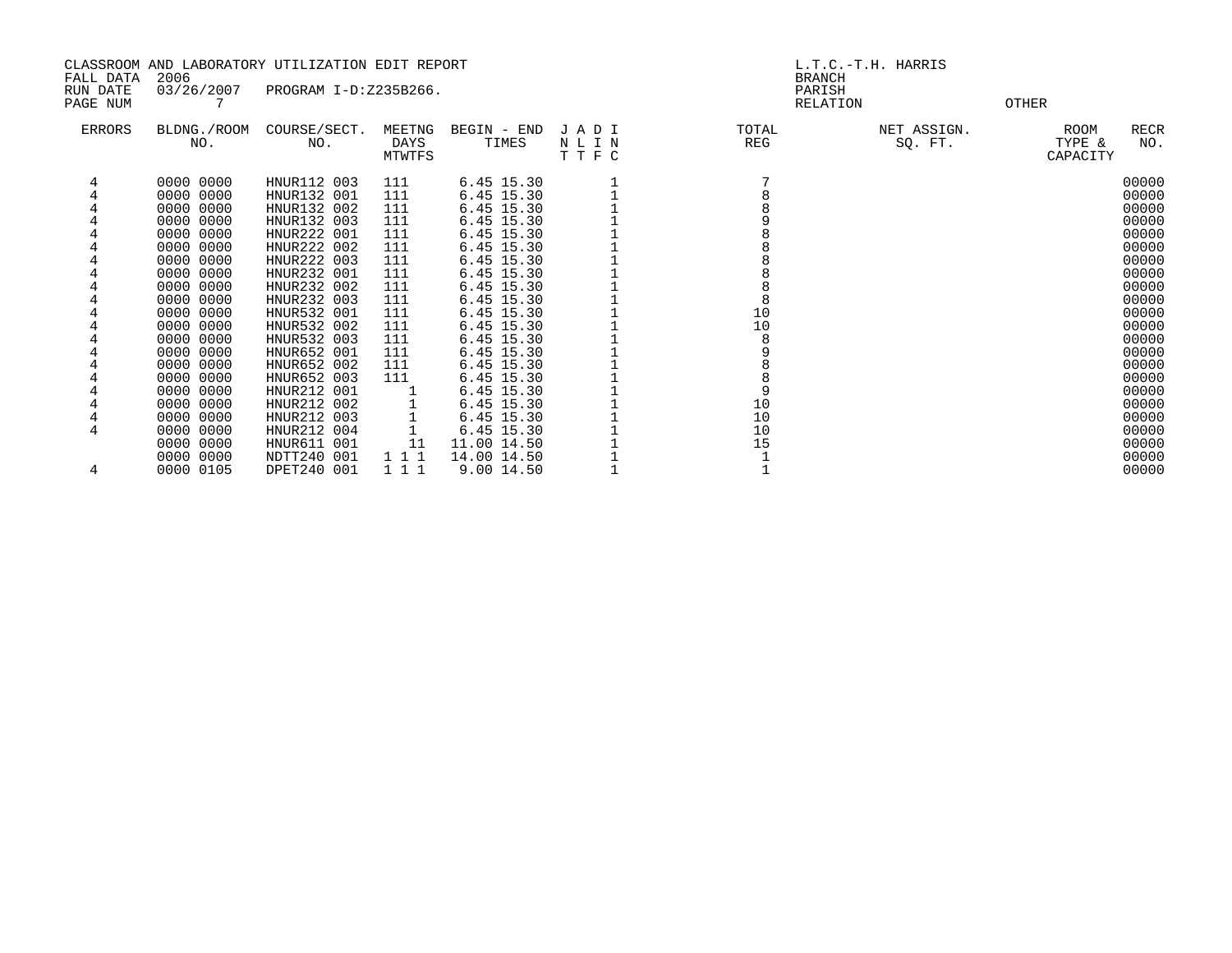CLASSROOM AND LABORATORY UTILIZATION EDIT REPORT
FALL DATA 2006
RUN DATE 03/26/2007 PROGRAM I-D:Z235B266.
PAGE NUM 7

L.T.C.-T.H. HARRIS
BRANCH
PARISH
RELATION OTHER

| ERRORS | BLDNG./ROOM NO. | COURSE/SECT. NO. | MEETNG DAYS MTWTFS | BEGIN - END TIMES | J A D I N L I N T T F C | TOTAL REG | NET ASSIGN. SQ. FT. | ROOM TYPE & CAPACITY | RECR NO. |
|---|---|---|---|---|---|---|---|---|---|
| 4 | 0000 0000 | HNUR112 003 | 111 | 6.45 15.30 | 1 | 7 | | | 00000 |
| 4 | 0000 0000 | HNUR132 001 | 111 | 6.45 15.30 | 1 | 8 | | | 00000 |
| 4 | 0000 0000 | HNUR132 002 | 111 | 6.45 15.30 | 1 | 8 | | | 00000 |
| 4 | 0000 0000 | HNUR132 003 | 111 | 6.45 15.30 | 1 | 9 | | | 00000 |
| 4 | 0000 0000 | HNUR222 001 | 111 | 6.45 15.30 | 1 | 8 | | | 00000 |
| 4 | 0000 0000 | HNUR222 002 | 111 | 6.45 15.30 | 1 | 8 | | | 00000 |
| 4 | 0000 0000 | HNUR222 003 | 111 | 6.45 15.30 | 1 | 8 | | | 00000 |
| 4 | 0000 0000 | HNUR232 001 | 111 | 6.45 15.30 | 1 | 8 | | | 00000 |
| 4 | 0000 0000 | HNUR232 002 | 111 | 6.45 15.30 | 1 | 8 | | | 00000 |
| 4 | 0000 0000 | HNUR232 003 | 111 | 6.45 15.30 | 1 | 8 | | | 00000 |
| 4 | 0000 0000 | HNUR532 001 | 111 | 6.45 15.30 | 1 | 10 | | | 00000 |
| 4 | 0000 0000 | HNUR532 002 | 111 | 6.45 15.30 | 1 | 10 | | | 00000 |
| 4 | 0000 0000 | HNUR532 003 | 111 | 6.45 15.30 | 1 | 8 | | | 00000 |
| 4 | 0000 0000 | HNUR652 001 | 111 | 6.45 15.30 | 1 | 9 | | | 00000 |
| 4 | 0000 0000 | HNUR652 002 | 111 | 6.45 15.30 | 1 | 8 | | | 00000 |
| 4 | 0000 0000 | HNUR652 003 | 111 | 6.45 15.30 | 1 | 8 | | | 00000 |
| 4 | 0000 0000 | HNUR212 001 | 1 | 6.45 15.30 | 1 | 9 | | | 00000 |
| 4 | 0000 0000 | HNUR212 002 | 1 | 6.45 15.30 | 1 | 10 | | | 00000 |
| 4 | 0000 0000 | HNUR212 003 | 1 | 6.45 15.30 | 1 | 10 | | | 00000 |
| 4 | 0000 0000 | HNUR212 004 | 1 | 6.45 15.30 | 1 | 10 | | | 00000 |
| | 0000 0000 | HNUR611 001 | 11 | 11.00 14.50 | 1 | 15 | | | 00000 |
| | 0000 0000 | NDTT240 001 | 1 1 1 | 14.00 14.50 | 1 | 1 | | | 00000 |
| 4 | 0000 0105 | DPET240 001 | 1 1 1 | 9.00 14.50 | 1 | 1 | | | 00000 |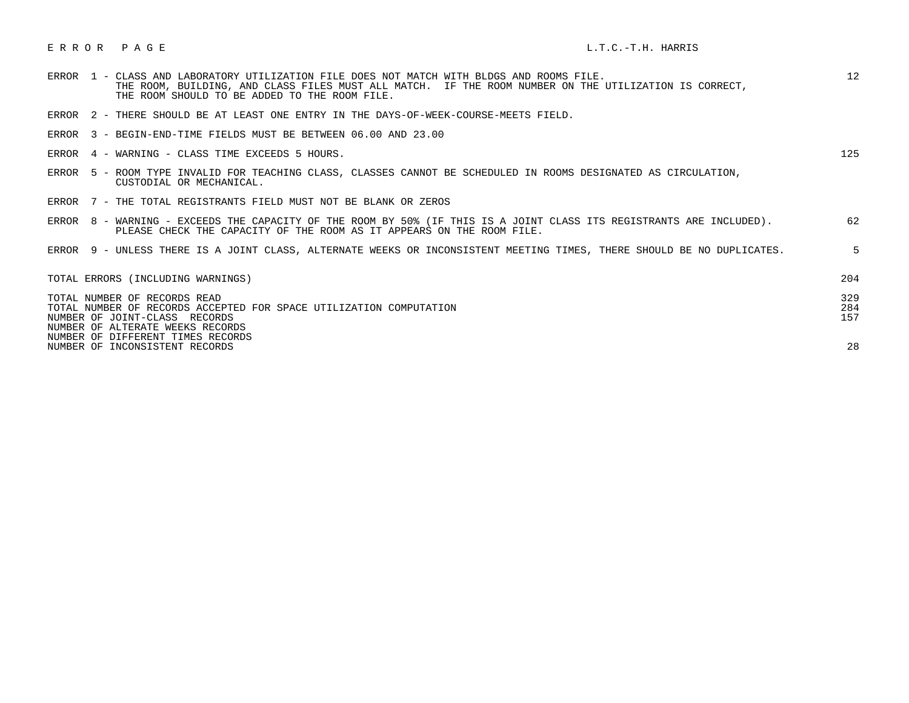E R R O R   P A G E                                                                                   L.T.C.-T.H. HARRIS

| Error | Description | Count |
|---|---|---|
| ERROR 1 | CLASS AND LABORATORY UTILIZATION FILE DOES NOT MATCH WITH BLDGS AND ROOMS FILE. THE ROOM, BUILDING, AND CLASS FILES MUST ALL MATCH. IF THE ROOM NUMBER ON THE UTILIZATION IS CORRECT, THE ROOM SHOULD TO BE ADDED TO THE ROOM FILE. | 12 |
| ERROR 2 | THERE SHOULD BE AT LEAST ONE ENTRY IN THE DAYS-OF-WEEK-COURSE-MEETS FIELD. | |
| ERROR 3 | BEGIN-END-TIME FIELDS MUST BE BETWEEN 06.00 AND 23.00 | |
| ERROR 4 | WARNING - CLASS TIME EXCEEDS 5 HOURS. | 125 |
| ERROR 5 | ROOM TYPE INVALID FOR TEACHING CLASS, CLASSES CANNOT BE SCHEDULED IN ROOMS DESIGNATED AS CIRCULATION, CUSTODIAL OR MECHANICAL. | |
| ERROR 7 | THE TOTAL REGISTRANTS FIELD MUST NOT BE BLANK OR ZEROS | |
| ERROR 8 | WARNING - EXCEEDS THE CAPACITY OF THE ROOM BY 50% (IF THIS IS A JOINT CLASS ITS REGISTRANTS ARE INCLUDED). PLEASE CHECK THE CAPACITY OF THE ROOM AS IT APPEARS ON THE ROOM FILE. | 62 |
| ERROR 9 | UNLESS THERE IS A JOINT CLASS, ALTERNATE WEEKS OR INCONSISTENT MEETING TIMES, THERE SHOULD BE NO DUPLICATES. | 5 |

| Summary | Count |
|---|---|
| TOTAL ERRORS (INCLUDING WARNINGS) | 204 |
| TOTAL NUMBER OF RECORDS READ | 329 |
| TOTAL NUMBER OF RECORDS ACCEPTED FOR SPACE UTILIZATION COMPUTATION | 284 |
| NUMBER OF JOINT-CLASS RECORDS | 157 |
| NUMBER OF ALTERNATE WEEKS RECORDS | |
| NUMBER OF DIFFERENT TIMES RECORDS | |
| NUMBER OF INCONSISTENT RECORDS | 28 |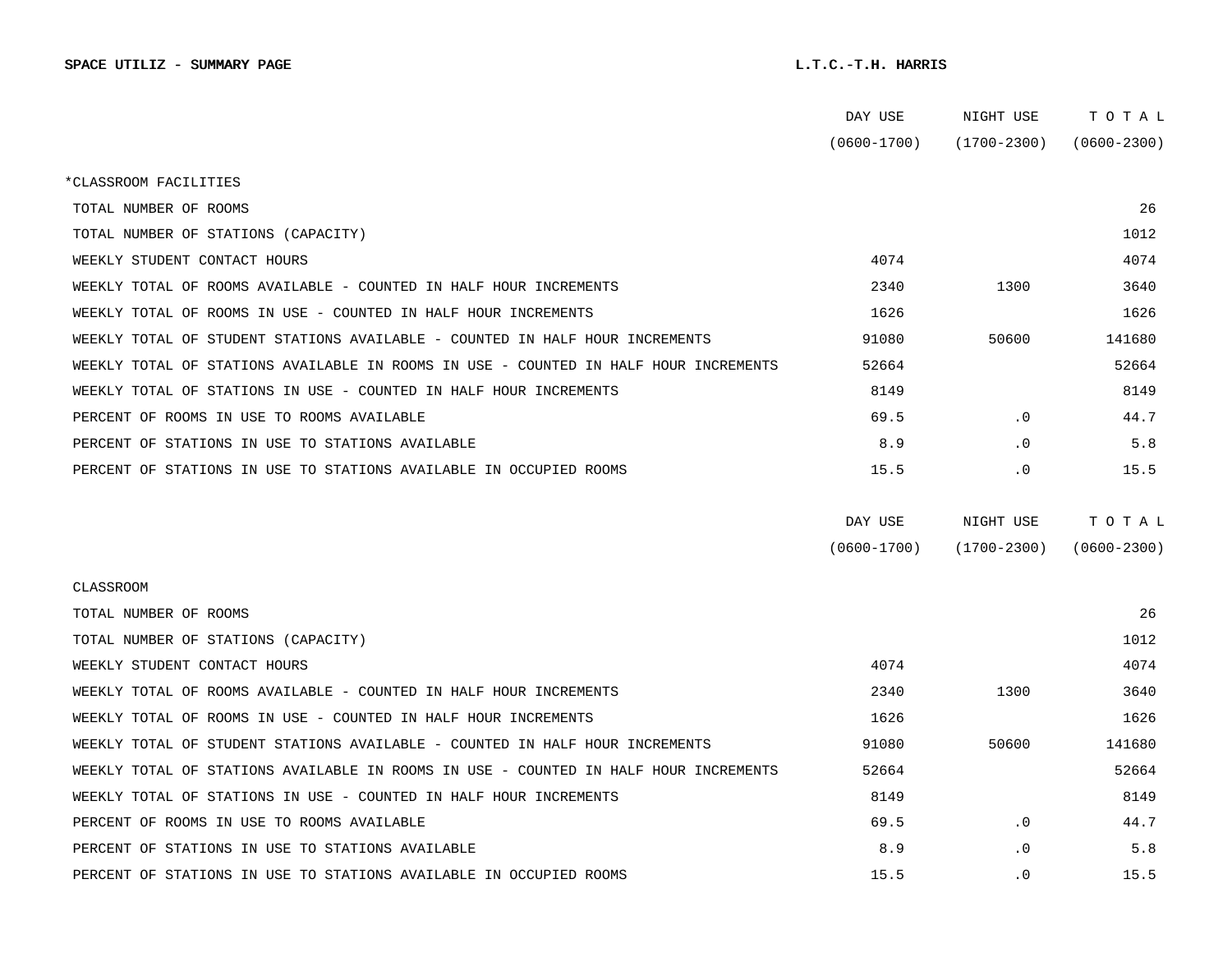**SPACE UTILIZ - SUMMARY PAGE** **L.T.C.-T.H. HARRIS**

| | DAY USE (0600-1700) | NIGHT USE (1700-2300) | T O T A L (0600-2300) |
|---|---|---|---|
| *CLASSROOM FACILITIES | | | |
| TOTAL NUMBER OF ROOMS | | | 26 |
| TOTAL NUMBER OF STATIONS (CAPACITY) | | | 1012 |
| WEEKLY STUDENT CONTACT HOURS | 4074 | | 4074 |
| WEEKLY TOTAL OF ROOMS AVAILABLE - COUNTED IN HALF HOUR INCREMENTS | 2340 | 1300 | 3640 |
| WEEKLY TOTAL OF ROOMS IN USE - COUNTED IN HALF HOUR INCREMENTS | 1626 | | 1626 |
| WEEKLY TOTAL OF STUDENT STATIONS AVAILABLE - COUNTED IN HALF HOUR INCREMENTS | 91080 | 50600 | 141680 |
| WEEKLY TOTAL OF STATIONS AVAILABLE IN ROOMS IN USE - COUNTED IN HALF HOUR INCREMENTS | 52664 | | 52664 |
| WEEKLY TOTAL OF STATIONS IN USE - COUNTED IN HALF HOUR INCREMENTS | 8149 | | 8149 |
| PERCENT OF ROOMS IN USE TO ROOMS AVAILABLE | 69.5 | .0 | 44.7 |
| PERCENT OF STATIONS IN USE TO STATIONS AVAILABLE | 8.9 | .0 | 5.8 |
| PERCENT OF STATIONS IN USE TO STATIONS AVAILABLE IN OCCUPIED ROOMS | 15.5 | .0 | 15.5 |

| | DAY USE (0600-1700) | NIGHT USE (1700-2300) | T O T A L (0600-2300) |
|---|---|---|---|
| CLASSROOM | | | |
| TOTAL NUMBER OF ROOMS | | | 26 |
| TOTAL NUMBER OF STATIONS (CAPACITY) | | | 1012 |
| WEEKLY STUDENT CONTACT HOURS | 4074 | | 4074 |
| WEEKLY TOTAL OF ROOMS AVAILABLE - COUNTED IN HALF HOUR INCREMENTS | 2340 | 1300 | 3640 |
| WEEKLY TOTAL OF ROOMS IN USE - COUNTED IN HALF HOUR INCREMENTS | 1626 | | 1626 |
| WEEKLY TOTAL OF STUDENT STATIONS AVAILABLE - COUNTED IN HALF HOUR INCREMENTS | 91080 | 50600 | 141680 |
| WEEKLY TOTAL OF STATIONS AVAILABLE IN ROOMS IN USE - COUNTED IN HALF HOUR INCREMENTS | 52664 | | 52664 |
| WEEKLY TOTAL OF STATIONS IN USE - COUNTED IN HALF HOUR INCREMENTS | 8149 | | 8149 |
| PERCENT OF ROOMS IN USE TO ROOMS AVAILABLE | 69.5 | .0 | 44.7 |
| PERCENT OF STATIONS IN USE TO STATIONS AVAILABLE | 8.9 | .0 | 5.8 |
| PERCENT OF STATIONS IN USE TO STATIONS AVAILABLE IN OCCUPIED ROOMS | 15.5 | .0 | 15.5 |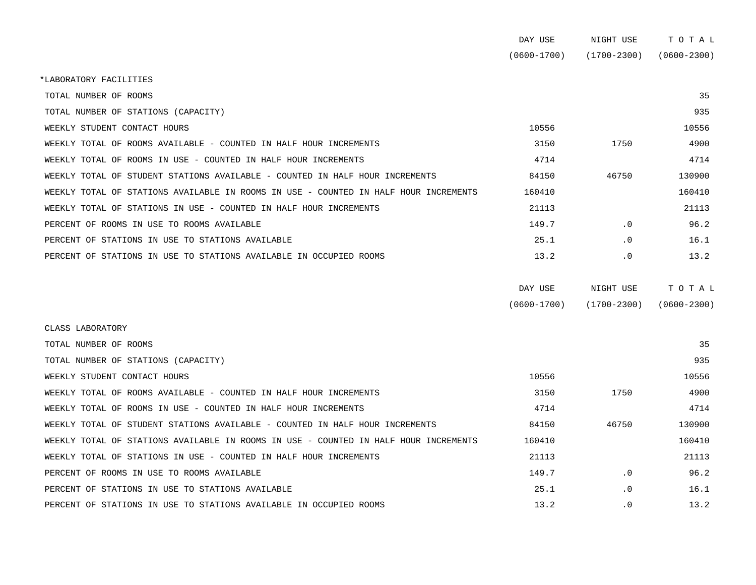| | DAY USE (0600-1700) | NIGHT USE (1700-2300) | T O T A L (0600-2300) |
|---|---|---|---|
| *LABORATORY FACILITIES | | | |
| TOTAL NUMBER OF ROOMS | | | 35 |
| TOTAL NUMBER OF STATIONS (CAPACITY) | | | 935 |
| WEEKLY STUDENT CONTACT HOURS | 10556 | | 10556 |
| WEEKLY TOTAL OF ROOMS AVAILABLE - COUNTED IN HALF HOUR INCREMENTS | 3150 | 1750 | 4900 |
| WEEKLY TOTAL OF ROOMS IN USE - COUNTED IN HALF HOUR INCREMENTS | 4714 | | 4714 |
| WEEKLY TOTAL OF STUDENT STATIONS AVAILABLE - COUNTED IN HALF HOUR INCREMENTS | 84150 | 46750 | 130900 |
| WEEKLY TOTAL OF STATIONS AVAILABLE IN ROOMS IN USE - COUNTED IN HALF HOUR INCREMENTS | 160410 | | 160410 |
| WEEKLY TOTAL OF STATIONS IN USE - COUNTED IN HALF HOUR INCREMENTS | 21113 | | 21113 |
| PERCENT OF ROOMS IN USE TO ROOMS AVAILABLE | 149.7 | .0 | 96.2 |
| PERCENT OF STATIONS IN USE TO STATIONS AVAILABLE | 25.1 | .0 | 16.1 |
| PERCENT OF STATIONS IN USE TO STATIONS AVAILABLE IN OCCUPIED ROOMS | 13.2 | .0 | 13.2 |

| | DAY USE (0600-1700) | NIGHT USE (1700-2300) | T O T A L (0600-2300) |
|---|---|---|---|
| CLASS LABORATORY | | | |
| TOTAL NUMBER OF ROOMS | | | 35 |
| TOTAL NUMBER OF STATIONS (CAPACITY) | | | 935 |
| WEEKLY STUDENT CONTACT HOURS | 10556 | | 10556 |
| WEEKLY TOTAL OF ROOMS AVAILABLE - COUNTED IN HALF HOUR INCREMENTS | 3150 | 1750 | 4900 |
| WEEKLY TOTAL OF ROOMS IN USE - COUNTED IN HALF HOUR INCREMENTS | 4714 | | 4714 |
| WEEKLY TOTAL OF STUDENT STATIONS AVAILABLE - COUNTED IN HALF HOUR INCREMENTS | 84150 | 46750 | 130900 |
| WEEKLY TOTAL OF STATIONS AVAILABLE IN ROOMS IN USE - COUNTED IN HALF HOUR INCREMENTS | 160410 | | 160410 |
| WEEKLY TOTAL OF STATIONS IN USE - COUNTED IN HALF HOUR INCREMENTS | 21113 | | 21113 |
| PERCENT OF ROOMS IN USE TO ROOMS AVAILABLE | 149.7 | .0 | 96.2 |
| PERCENT OF STATIONS IN USE TO STATIONS AVAILABLE | 25.1 | .0 | 16.1 |
| PERCENT OF STATIONS IN USE TO STATIONS AVAILABLE IN OCCUPIED ROOMS | 13.2 | .0 | 13.2 |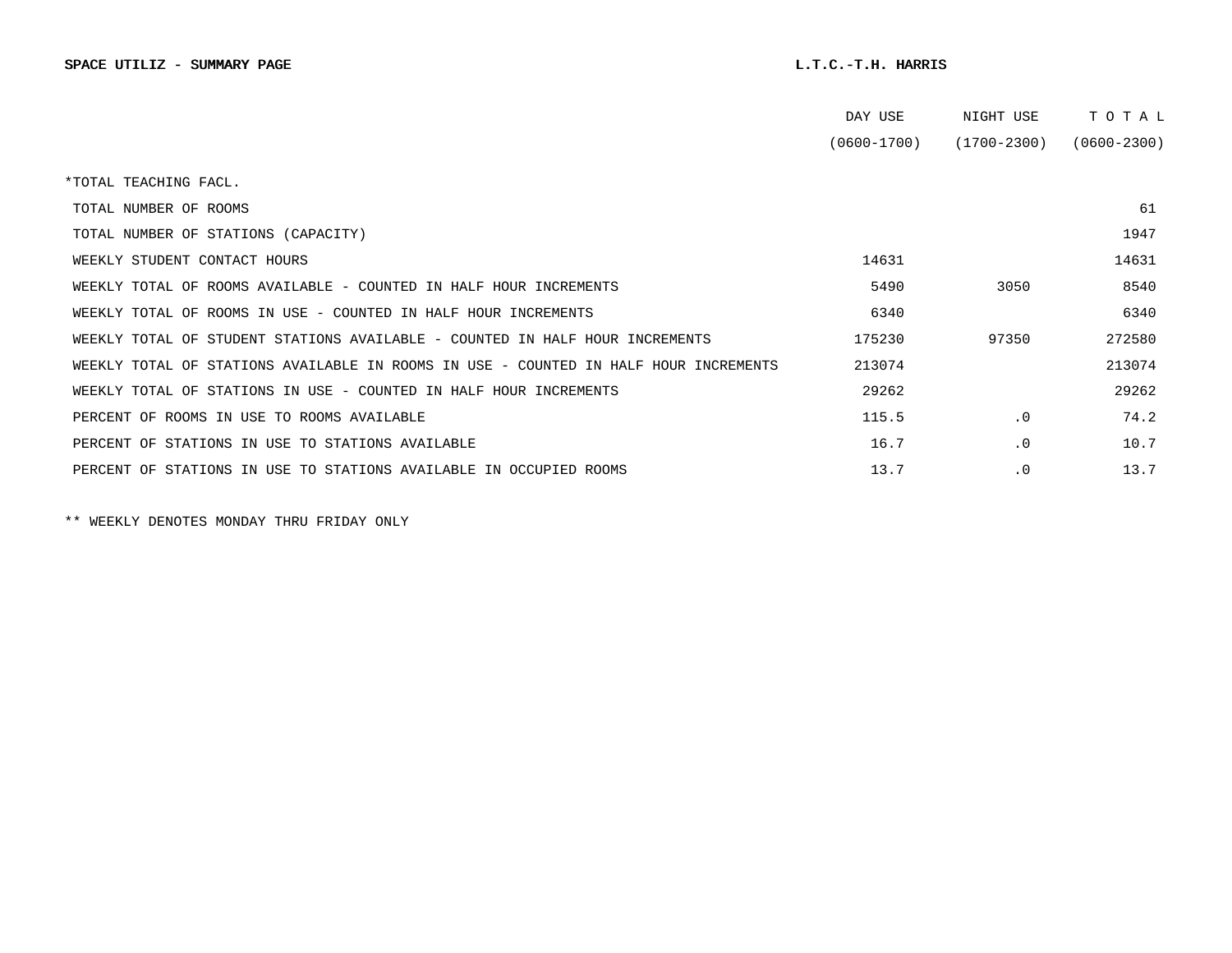**SPACE UTILIZ - SUMMARY PAGE** **L.T.C.-T.H. HARRIS**

| | DAY USE (0600-1700) | NIGHT USE (1700-2300) | T O T A L (0600-2300) |
|---|---|---|---|
| *TOTAL TEACHING FACL. | | | |
| TOTAL NUMBER OF ROOMS | | | 61 |
| TOTAL NUMBER OF STATIONS (CAPACITY) | | | 1947 |
| WEEKLY STUDENT CONTACT HOURS | 14631 | | 14631 |
| WEEKLY TOTAL OF ROOMS AVAILABLE - COUNTED IN HALF HOUR INCREMENTS | 5490 | 3050 | 8540 |
| WEEKLY TOTAL OF ROOMS IN USE - COUNTED IN HALF HOUR INCREMENTS | 6340 | | 6340 |
| WEEKLY TOTAL OF STUDENT STATIONS AVAILABLE - COUNTED IN HALF HOUR INCREMENTS | 175230 | 97350 | 272580 |
| WEEKLY TOTAL OF STATIONS AVAILABLE IN ROOMS IN USE - COUNTED IN HALF HOUR INCREMENTS | 213074 | | 213074 |
| WEEKLY TOTAL OF STATIONS IN USE - COUNTED IN HALF HOUR INCREMENTS | 29262 | | 29262 |
| PERCENT OF ROOMS IN USE TO ROOMS AVAILABLE | 115.5 | .0 | 74.2 |
| PERCENT OF STATIONS IN USE TO STATIONS AVAILABLE | 16.7 | .0 | 10.7 |
| PERCENT OF STATIONS IN USE TO STATIONS AVAILABLE IN OCCUPIED ROOMS | 13.7 | .0 | 13.7 |

** WEEKLY DENOTES MONDAY THRU FRIDAY ONLY